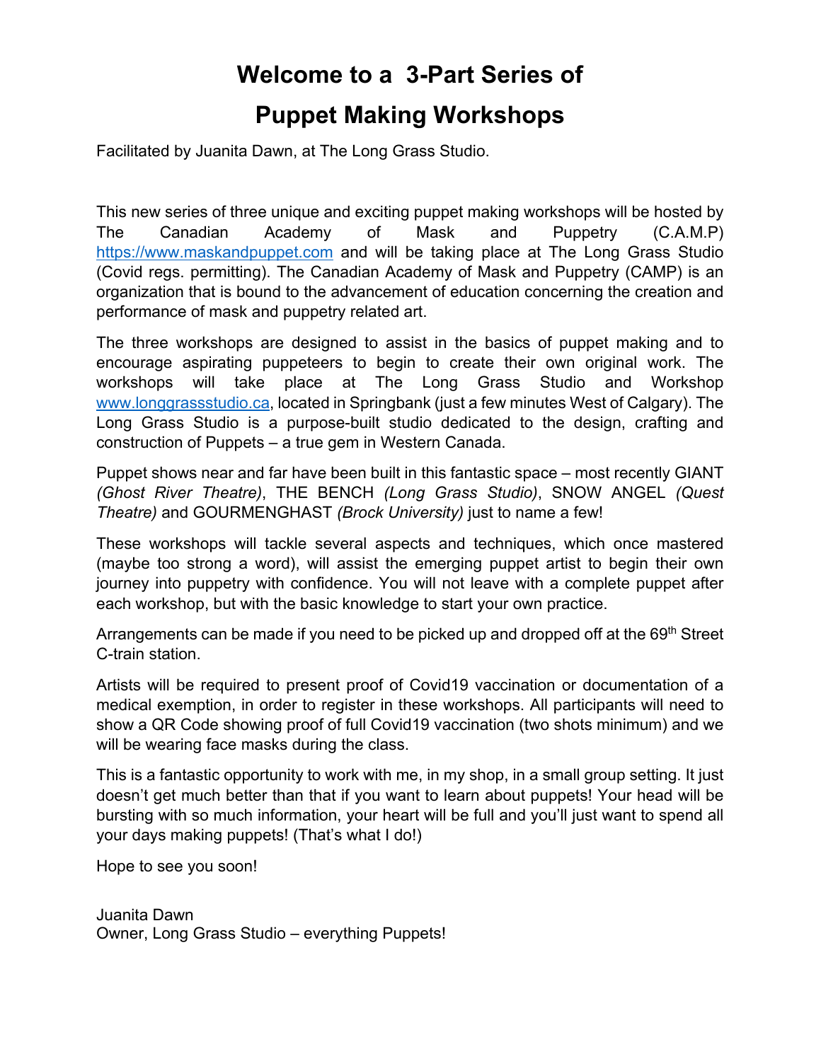# Welcome to a 3-Part Series of

# Puppet Making Workshops

Facilitated by Juanita Dawn, at The Long Grass Studio.

This new series of three unique and exciting puppet making workshops will be hosted by The Canadian Academy of Mask and Puppetry (C.A.M.P) https://www.maskandpuppet.com and will be taking place at The Long Grass Studio (Covid regs. permitting). The Canadian Academy of Mask and Puppetry (CAMP) is an organization that is bound to the advancement of education concerning the creation and performance of mask and puppetry related art.

The three workshops are designed to assist in the basics of puppet making and to encourage aspirating puppeteers to begin to create their own original work. The workshops will take place at The Long Grass Studio and Workshop www.longgrassstudio.ca, located in Springbank (just a few minutes West of Calgary). The Long Grass Studio is a purpose-built studio dedicated to the design, crafting and construction of Puppets – a true gem in Western Canada.

Puppet shows near and far have been built in this fantastic space – most recently GIANT *(Ghost River Theatre)*, THE BENCH *(Long Grass Studio)*, SNOW ANGEL *(Quest Theatre)* and GOURMENGHAST *(Brock University)* just to name a few!

These workshops will tackle several aspects and techniques, which once mastered (maybe too strong a word), will assist the emerging puppet artist to begin their own journey into puppetry with confidence. You will not leave with a complete puppet after each workshop, but with the basic knowledge to start your own practice.

Arrangements can be made if you need to be picked up and dropped off at the 69th Street C-train station.

Artists will be required to present proof of Covid19 vaccination or documentation of a medical exemption, in order to register in these workshops. All participants will need to show a QR Code showing proof of full Covid19 vaccination (two shots minimum) and we will be wearing face masks during the class.

This is a fantastic opportunity to work with me, in my shop, in a small group setting. It just doesn't get much better than that if you want to learn about puppets! Your head will be bursting with so much information, your heart will be full and you'll just want to spend all your days making puppets! (That's what I do!)

Hope to see you soon!

Juanita Dawn
Owner, Long Grass Studio – everything Puppets!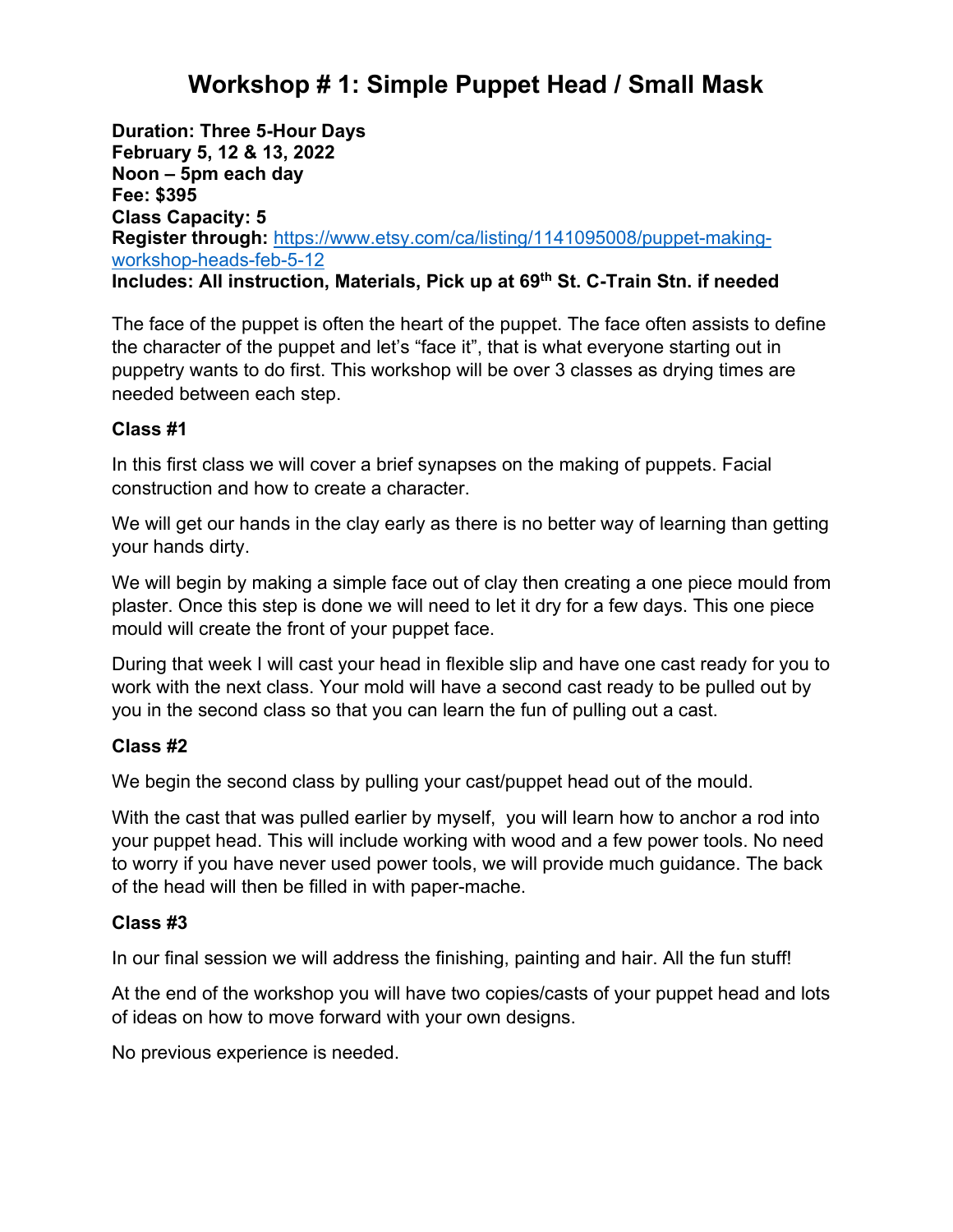# Workshop # 1: Simple Puppet Head / Small Mask

**Duration: Three 5-Hour Days**
**February 5, 12 & 13, 2022**
**Noon – 5pm each day**
**Fee: $395**
**Class Capacity: 5**
**Register through:** [https://www.etsy.com/ca/listing/1141095008/puppet-making-workshop-heads-feb-5-12](https://www.etsy.com/ca/listing/1141095008/puppet-making-workshop-heads-feb-5-12)
**Includes: All instruction, Materials, Pick up at 69th St. C-Train Stn. if needed**

The face of the puppet is often the heart of the puppet. The face often assists to define the character of the puppet and let's "face it", that is what everyone starting out in puppetry wants to do first. This workshop will be over 3 classes as drying times are needed between each step.

**Class #1**

In this first class we will cover a brief synapses on the making of puppets. Facial construction and how to create a character.

We will get our hands in the clay early as there is no better way of learning than getting your hands dirty.

We will begin by making a simple face out of clay then creating a one piece mould from plaster. Once this step is done we will need to let it dry for a few days. This one piece mould will create the front of your puppet face.

During that week I will cast your head in flexible slip and have one cast ready for you to work with the next class. Your mold will have a second cast ready to be pulled out by you in the second class so that you can learn the fun of pulling out a cast.

**Class #2**

We begin the second class by pulling your cast/puppet head out of the mould.

With the cast that was pulled earlier by myself, you will learn how to anchor a rod into your puppet head. This will include working with wood and a few power tools. No need to worry if you have never used power tools, we will provide much guidance. The back of the head will then be filled in with paper-mache.

**Class #3**

In our final session we will address the finishing, painting and hair. All the fun stuff!

At the end of the workshop you will have two copies/casts of your puppet head and lots of ideas on how to move forward with your own designs.

No previous experience is needed.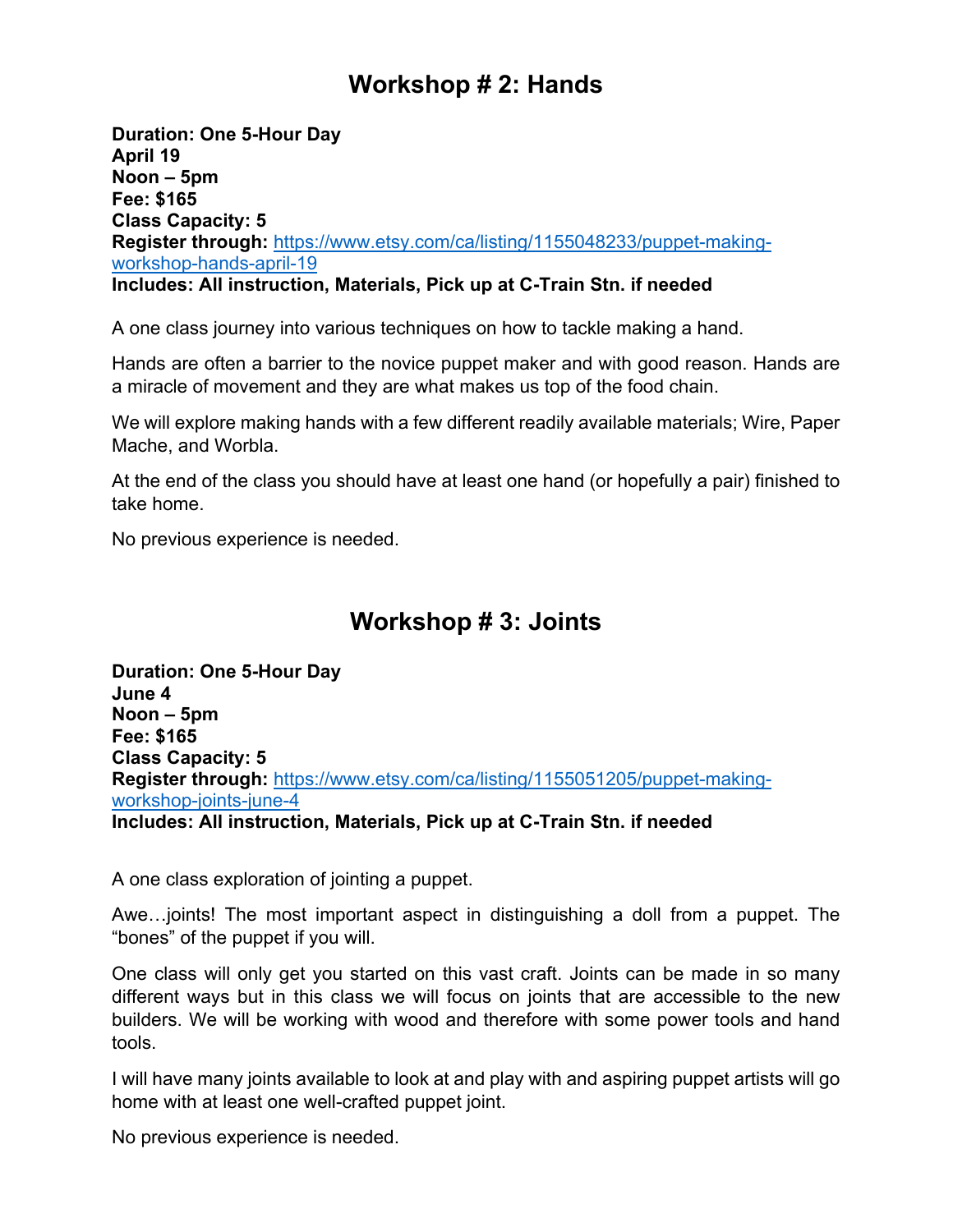# Workshop # 2: Hands

**Duration: One 5-Hour Day**
**April 19**
**Noon – 5pm**
**Fee: $165**
**Class Capacity: 5**
**Register through:** https://www.etsy.com/ca/listing/1155048233/puppet-making-workshop-hands-april-19
**Includes: All instruction, Materials, Pick up at C-Train Stn. if needed**

A one class journey into various techniques on how to tackle making a hand.

Hands are often a barrier to the novice puppet maker and with good reason. Hands are a miracle of movement and they are what makes us top of the food chain.

We will explore making hands with a few different readily available materials; Wire, Paper Mache, and Worbla.

At the end of the class you should have at least one hand (or hopefully a pair) finished to take home.

No previous experience is needed.

# Workshop # 3: Joints

**Duration: One 5-Hour Day**
**June 4**
**Noon – 5pm**
**Fee: $165**
**Class Capacity: 5**
**Register through:** https://www.etsy.com/ca/listing/1155051205/puppet-making-workshop-joints-june-4
**Includes: All instruction, Materials, Pick up at C-Train Stn. if needed**

A one class exploration of jointing a puppet.

Awe…joints! The most important aspect in distinguishing a doll from a puppet. The "bones" of the puppet if you will.

One class will only get you started on this vast craft. Joints can be made in so many different ways but in this class we will focus on joints that are accessible to the new builders. We will be working with wood and therefore with some power tools and hand tools.

I will have many joints available to look at and play with and aspiring puppet artists will go home with at least one well-crafted puppet joint.

No previous experience is needed.